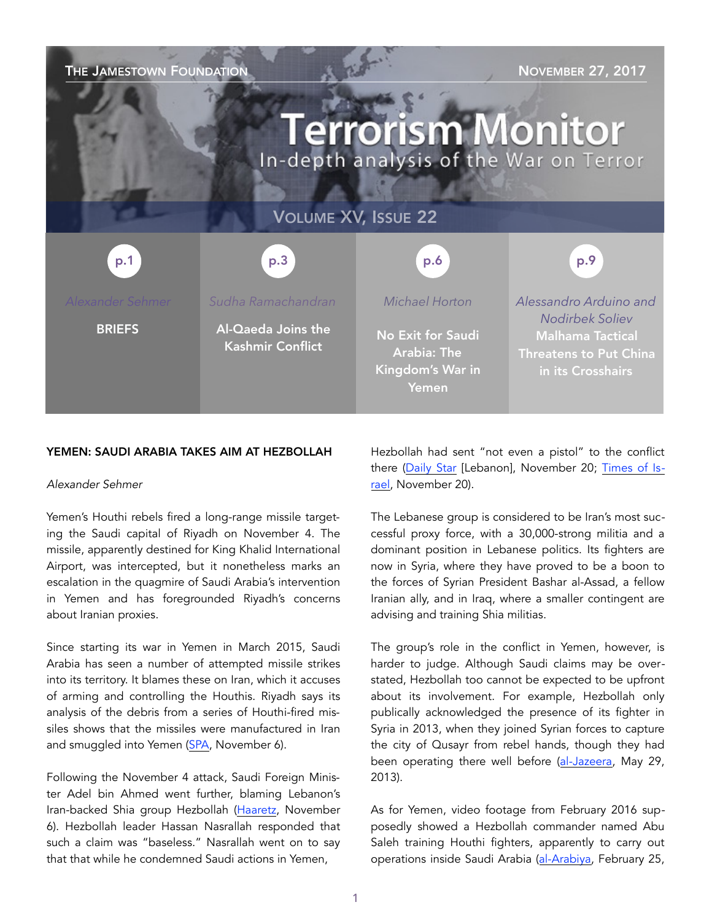# Terrorism Monitor

In-depth analysis of the War on Terror

The Jamestown Foundation — November 27, 2017

Volume XV, Issue 22

| p.1 | p.3 | p.6 | p.9 |
|---|---|---|---|
| Alexander Sehmer | Sudha Ramachandran | Michael Horton | Alessandro Arduino and Nodirbek Soliev |
| **BRIEFS** | **Al-Qaeda Joins the Kashmir Conflict** | **No Exit for Saudi Arabia: The Kingdom's War in Yemen** | **Malhama Tactical Threatens to Put China in its Crosshairs** |

## YEMEN: SAUDI ARABIA TAKES AIM AT HEZBOLLAH

*Alexander Sehmer*

Yemen's Houthi rebels fired a long-range missile targeting the Saudi capital of Riyadh on November 4. The missile, apparently destined for King Khalid International Airport, was intercepted, but it nonetheless marks an escalation in the quagmire of Saudi Arabia's intervention in Yemen and has foregrounded Riyadh's concerns about Iranian proxies.

Since starting its war in Yemen in March 2015, Saudi Arabia has seen a number of attempted missile strikes into its territory. It blames these on Iran, which it accuses of arming and controlling the Houthis. Riyadh says its analysis of the debris from a series of Houthi-fired missiles shows that the missiles were manufactured in Iran and smuggled into Yemen (SPA, November 6).

Following the November 4 attack, Saudi Foreign Minister Adel bin Ahmed went further, blaming Lebanon's Iran-backed Shia group Hezbollah (Haaretz, November 6). Hezbollah leader Hassan Nasrallah responded that such a claim was "baseless." Nasrallah went on to say that that while he condemned Saudi actions in Yemen, Hezbollah had sent "not even a pistol" to the conflict there (Daily Star [Lebanon], November 20; Times of Israel, November 20).

The Lebanese group is considered to be Iran's most successful proxy force, with a 30,000-strong militia and a dominant position in Lebanese politics. Its fighters are now in Syria, where they have proved to be a boon to the forces of Syrian President Bashar al-Assad, a fellow Iranian ally, and in Iraq, where a smaller contingent are advising and training Shia militias.

The group's role in the conflict in Yemen, however, is harder to judge. Although Saudi claims may be overstated, Hezbollah too cannot be expected to be upfront about its involvement. For example, Hezbollah only publically acknowledged the presence of its fighter in Syria in 2013, when they joined Syrian forces to capture the city of Qusayr from rebel hands, though they had been operating there well before (al-Jazeera, May 29, 2013).

As for Yemen, video footage from February 2016 supposedly showed a Hezbollah commander named Abu Saleh training Houthi fighters, apparently to carry out operations inside Saudi Arabia (al-Arabiya, February 25,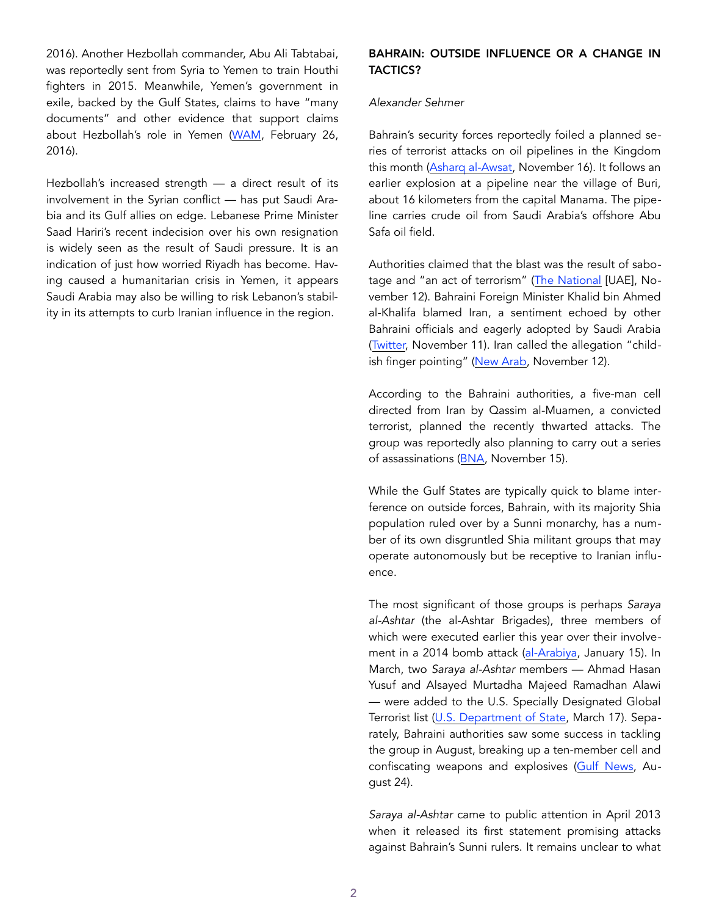2016). Another Hezbollah commander, Abu Ali Tabtabai, was reportedly sent from Syria to Yemen to train Houthi fighters in 2015. Meanwhile, Yemen's government in exile, backed by the Gulf States, claims to have "many documents" and other evidence that support claims about Hezbollah's role in Yemen (WAM, February 26, 2016).

Hezbollah's increased strength — a direct result of its involvement in the Syrian conflict — has put Saudi Arabia and its Gulf allies on edge. Lebanese Prime Minister Saad Hariri's recent indecision over his own resignation is widely seen as the result of Saudi pressure. It is an indication of just how worried Riyadh has become. Having caused a humanitarian crisis in Yemen, it appears Saudi Arabia may also be willing to risk Lebanon's stability in its attempts to curb Iranian influence in the region.

## BAHRAIN: OUTSIDE INFLUENCE OR A CHANGE IN TACTICS?

*Alexander Sehmer*

Bahrain's security forces reportedly foiled a planned series of terrorist attacks on oil pipelines in the Kingdom this month (Asharq al-Awsat, November 16). It follows an earlier explosion at a pipeline near the village of Buri, about 16 kilometers from the capital Manama. The pipeline carries crude oil from Saudi Arabia's offshore Abu Safa oil field.

Authorities claimed that the blast was the result of sabotage and "an act of terrorism" (The National [UAE], November 12). Bahraini Foreign Minister Khalid bin Ahmed al-Khalifa blamed Iran, a sentiment echoed by other Bahraini officials and eagerly adopted by Saudi Arabia (Twitter, November 11). Iran called the allegation "childish finger pointing" (New Arab, November 12).

According to the Bahraini authorities, a five-man cell directed from Iran by Qassim al-Muamen, a convicted terrorist, planned the recently thwarted attacks. The group was reportedly also planning to carry out a series of assassinations (BNA, November 15).

While the Gulf States are typically quick to blame interference on outside forces, Bahrain, with its majority Shia population ruled over by a Sunni monarchy, has a number of its own disgruntled Shia militant groups that may operate autonomously but be receptive to Iranian influence.

The most significant of those groups is perhaps *Saraya al-Ashtar* (the al-Ashtar Brigades), three members of which were executed earlier this year over their involvement in a 2014 bomb attack (al-Arabiya, January 15). In March, two *Saraya al-Ashtar* members — Ahmad Hasan Yusuf and Alsayed Murtadha Majeed Ramadhan Alawi — were added to the U.S. Specially Designated Global Terrorist list (U.S. Department of State, March 17). Separately, Bahraini authorities saw some success in tackling the group in August, breaking up a ten-member cell and confiscating weapons and explosives (Gulf News, August 24).

*Saraya al-Ashtar* came to public attention in April 2013 when it released its first statement promising attacks against Bahrain's Sunni rulers. It remains unclear to what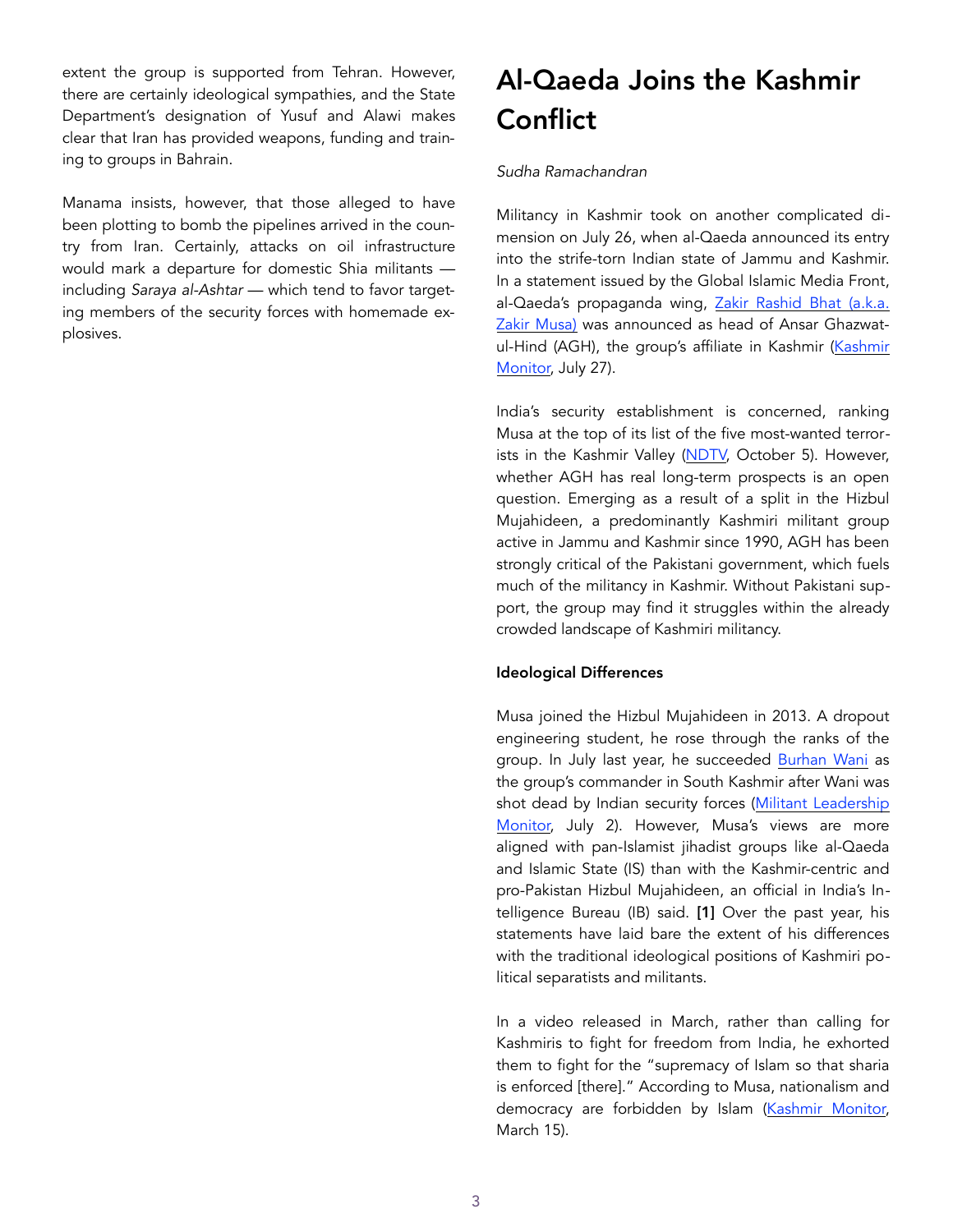extent the group is supported from Tehran. However, there are certainly ideological sympathies, and the State Department's designation of Yusuf and Alawi makes clear that Iran has provided weapons, funding and training to groups in Bahrain.

Manama insists, however, that those alleged to have been plotting to bomb the pipelines arrived in the country from Iran. Certainly, attacks on oil infrastructure would mark a departure for domestic Shia militants — including *Saraya al-Ashtar* — which tend to favor targeting members of the security forces with homemade explosives.

# Al-Qaeda Joins the Kashmir Conflict

*Sudha Ramachandran*

Militancy in Kashmir took on another complicated dimension on July 26, when al-Qaeda announced its entry into the strife-torn Indian state of Jammu and Kashmir. In a statement issued by the Global Islamic Media Front, al-Qaeda's propaganda wing, Zakir Rashid Bhat (a.k.a. Zakir Musa) was announced as head of Ansar Ghazwat-ul-Hind (AGH), the group's affiliate in Kashmir (Kashmir Monitor, July 27).

India's security establishment is concerned, ranking Musa at the top of its list of the five most-wanted terrorists in the Kashmir Valley (NDTV, October 5). However, whether AGH has real long-term prospects is an open question. Emerging as a result of a split in the Hizbul Mujahideen, a predominantly Kashmiri militant group active in Jammu and Kashmir since 1990, AGH has been strongly critical of the Pakistani government, which fuels much of the militancy in Kashmir. Without Pakistani support, the group may find it struggles within the already crowded landscape of Kashmiri militancy.

**Ideological Differences**

Musa joined the Hizbul Mujahideen in 2013. A dropout engineering student, he rose through the ranks of the group. In July last year, he succeeded Burhan Wani as the group's commander in South Kashmir after Wani was shot dead by Indian security forces (Militant Leadership Monitor, July 2). However, Musa's views are more aligned with pan-Islamist jihadist groups like al-Qaeda and Islamic State (IS) than with the Kashmir-centric and pro-Pakistan Hizbul Mujahideen, an official in India's Intelligence Bureau (IB) said. **[1]** Over the past year, his statements have laid bare the extent of his differences with the traditional ideological positions of Kashmiri political separatists and militants.

In a video released in March, rather than calling for Kashmiris to fight for freedom from India, he exhorted them to fight for the "supremacy of Islam so that sharia is enforced [there]." According to Musa, nationalism and democracy are forbidden by Islam (Kashmir Monitor, March 15).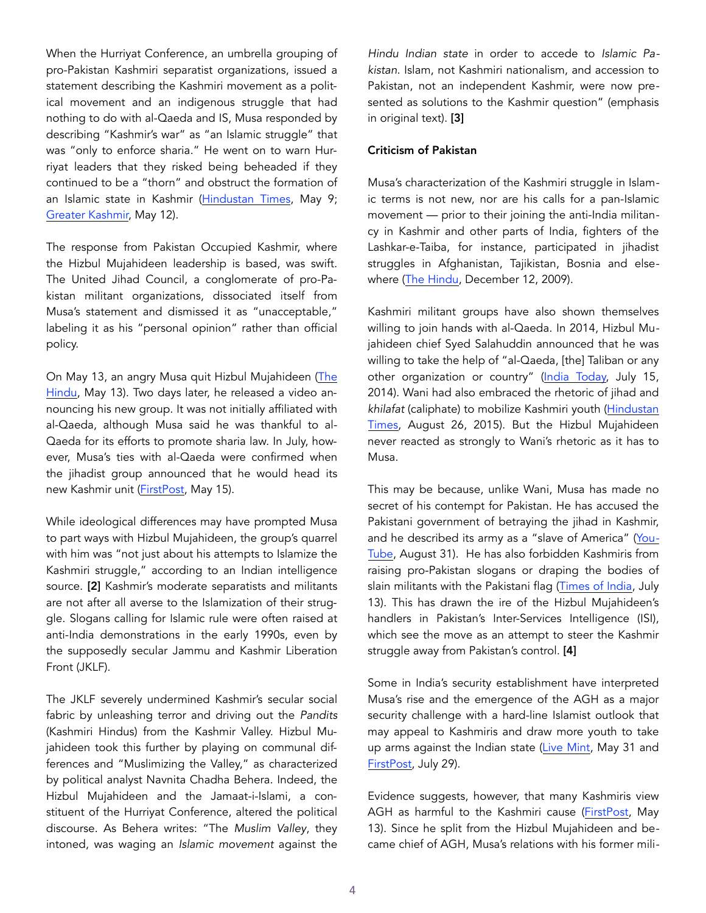When the Hurriyat Conference, an umbrella grouping of pro-Pakistan Kashmiri separatist organizations, issued a statement describing the Kashmiri movement as a political movement and an indigenous struggle that had nothing to do with al-Qaeda and IS, Musa responded by describing "Kashmir's war" as "an Islamic struggle" that was "only to enforce sharia." He went on to warn Hurriyat leaders that they risked being beheaded if they continued to be a "thorn" and obstruct the formation of an Islamic state in Kashmir (Hindustan Times, May 9; Greater Kashmir, May 12).

The response from Pakistan Occupied Kashmir, where the Hizbul Mujahideen leadership is based, was swift. The United Jihad Council, a conglomerate of pro-Pakistan militant organizations, dissociated itself from Musa's statement and dismissed it as "unacceptable," labeling it as his "personal opinion" rather than official policy.

On May 13, an angry Musa quit Hizbul Mujahideen (The Hindu, May 13). Two days later, he released a video announcing his new group. It was not initially affiliated with al-Qaeda, although Musa said he was thankful to al-Qaeda for its efforts to promote sharia law. In July, however, Musa's ties with al-Qaeda were confirmed when the jihadist group announced that he would head its new Kashmir unit (FirstPost, May 15).

While ideological differences may have prompted Musa to part ways with Hizbul Mujahideen, the group's quarrel with him was "not just about his attempts to Islamize the Kashmiri struggle," according to an Indian intelligence source. **[2]** Kashmir's moderate separatists and militants are not after all averse to the Islamization of their struggle. Slogans calling for Islamic rule were often raised at anti-India demonstrations in the early 1990s, even by the supposedly secular Jammu and Kashmir Liberation Front (JKLF).

The JKLF severely undermined Kashmir's secular social fabric by unleashing terror and driving out the *Pandits* (Kashmiri Hindus) from the Kashmir Valley. Hizbul Mujahideen took this further by playing on communal differences and "Muslimizing the Valley," as characterized by political analyst Navnita Chadha Behera. Indeed, the Hizbul Mujahideen and the Jamaat-i-Islami, a constituent of the Hurriyat Conference, altered the political discourse. As Behera writes: "The *Muslim Valley*, they intoned, was waging an *Islamic movement* against the *Hindu Indian state* in order to accede to *Islamic Pakistan*. Islam, not Kashmiri nationalism, and accession to Pakistan, not an independent Kashmir, were now presented as solutions to the Kashmir question" (emphasis in original text). **[3]**

### Criticism of Pakistan

Musa's characterization of the Kashmiri struggle in Islamic terms is not new, nor are his calls for a pan-Islamic movement — prior to their joining the anti-India militancy in Kashmir and other parts of India, fighters of the Lashkar-e-Taiba, for instance, participated in jihadist struggles in Afghanistan, Tajikistan, Bosnia and elsewhere (The Hindu, December 12, 2009).

Kashmiri militant groups have also shown themselves willing to join hands with al-Qaeda. In 2014, Hizbul Mujahideen chief Syed Salahuddin announced that he was willing to take the help of "al-Qaeda, [the] Taliban or any other organization or country" (India Today, July 15, 2014). Wani had also embraced the rhetoric of jihad and *khilafat* (caliphate) to mobilize Kashmiri youth (Hindustan Times, August 26, 2015). But the Hizbul Mujahideen never reacted as strongly to Wani's rhetoric as it has to Musa.

This may be because, unlike Wani, Musa has made no secret of his contempt for Pakistan. He has accused the Pakistani government of betraying the jihad in Kashmir, and he described its army as a "slave of America" (YouTube, August 31). He has also forbidden Kashmiris from raising pro-Pakistan slogans or draping the bodies of slain militants with the Pakistani flag (Times of India, July 13). This has drawn the ire of the Hizbul Mujahideen's handlers in Pakistan's Inter-Services Intelligence (ISI), which see the move as an attempt to steer the Kashmir struggle away from Pakistan's control. **[4]**

Some in India's security establishment have interpreted Musa's rise and the emergence of the AGH as a major security challenge with a hard-line Islamist outlook that may appeal to Kashmiris and draw more youth to take up arms against the Indian state (Live Mint, May 31 and FirstPost, July 29).

Evidence suggests, however, that many Kashmiris view AGH as harmful to the Kashmiri cause (FirstPost, May 13). Since he split from the Hizbul Mujahideen and became chief of AGH, Musa's relations with his former mili-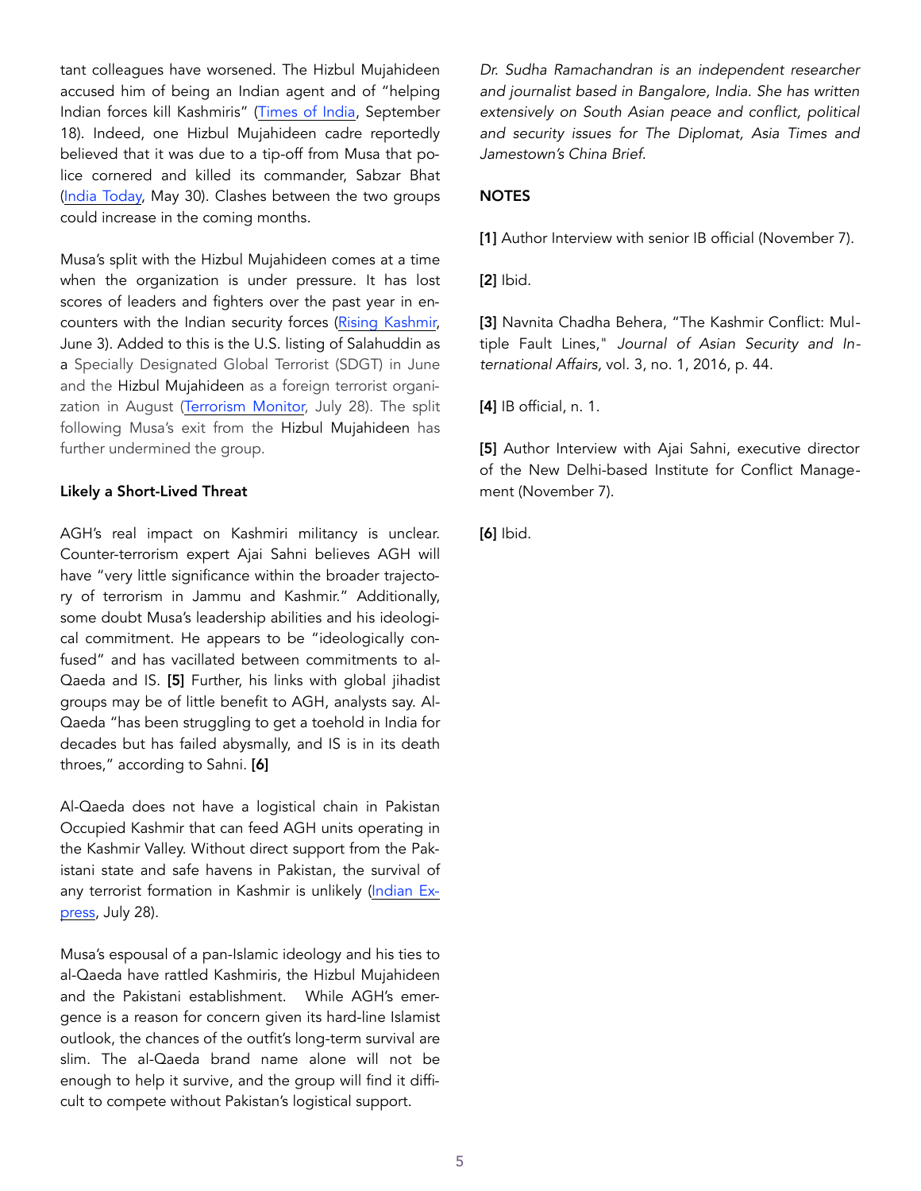tant colleagues have worsened. The Hizbul Mujahideen accused him of being an Indian agent and of "helping Indian forces kill Kashmiris" (Times of India, September 18). Indeed, one Hizbul Mujahideen cadre reportedly believed that it was due to a tip-off from Musa that police cornered and killed its commander, Sabzar Bhat (India Today, May 30). Clashes between the two groups could increase in the coming months.

Musa's split with the Hizbul Mujahideen comes at a time when the organization is under pressure. It has lost scores of leaders and fighters over the past year in encounters with the Indian security forces (Rising Kashmir, June 3). Added to this is the U.S. listing of Salahuddin as a Specially Designated Global Terrorist (SDGT) in June and the Hizbul Mujahideen as a foreign terrorist organization in August (Terrorism Monitor, July 28). The split following Musa's exit from the Hizbul Mujahideen has further undermined the group.

**Likely a Short-Lived Threat**

AGH's real impact on Kashmiri militancy is unclear. Counter-terrorism expert Ajai Sahni believes AGH will have "very little significance within the broader trajectory of terrorism in Jammu and Kashmir." Additionally, some doubt Musa's leadership abilities and his ideological commitment. He appears to be "ideologically confused" and has vacillated between commitments to al-Qaeda and IS. **[5]** Further, his links with global jihadist groups may be of little benefit to AGH, analysts say. Al-Qaeda "has been struggling to get a toehold in India for decades but has failed abysmally, and IS is in its death throes," according to Sahni. **[6]**

Al-Qaeda does not have a logistical chain in Pakistan Occupied Kashmir that can feed AGH units operating in the Kashmir Valley. Without direct support from the Pakistani state and safe havens in Pakistan, the survival of any terrorist formation in Kashmir is unlikely (Indian Express, July 28).

Musa's espousal of a pan-Islamic ideology and his ties to al-Qaeda have rattled Kashmiris, the Hizbul Mujahideen and the Pakistani establishment. While AGH's emergence is a reason for concern given its hard-line Islamist outlook, the chances of the outfit's long-term survival are slim. The al-Qaeda brand name alone will not be enough to help it survive, and the group will find it difficult to compete without Pakistan's logistical support.

*Dr. Sudha Ramachandran is an independent researcher and journalist based in Bangalore, India. She has written extensively on South Asian peace and conflict, political and security issues for The Diplomat, Asia Times and Jamestown's China Brief.*

**NOTES**

**[1]** Author Interview with senior IB official (November 7).

**[2]** Ibid.

**[3]** Navnita Chadha Behera, "The Kashmir Conflict: Multiple Fault Lines," *Journal of Asian Security and International Affairs*, vol. 3, no. 1, 2016, p. 44.

**[4]** IB official, n. 1.

**[5]** Author Interview with Ajai Sahni, executive director of the New Delhi-based Institute for Conflict Management (November 7).

**[6]** Ibid.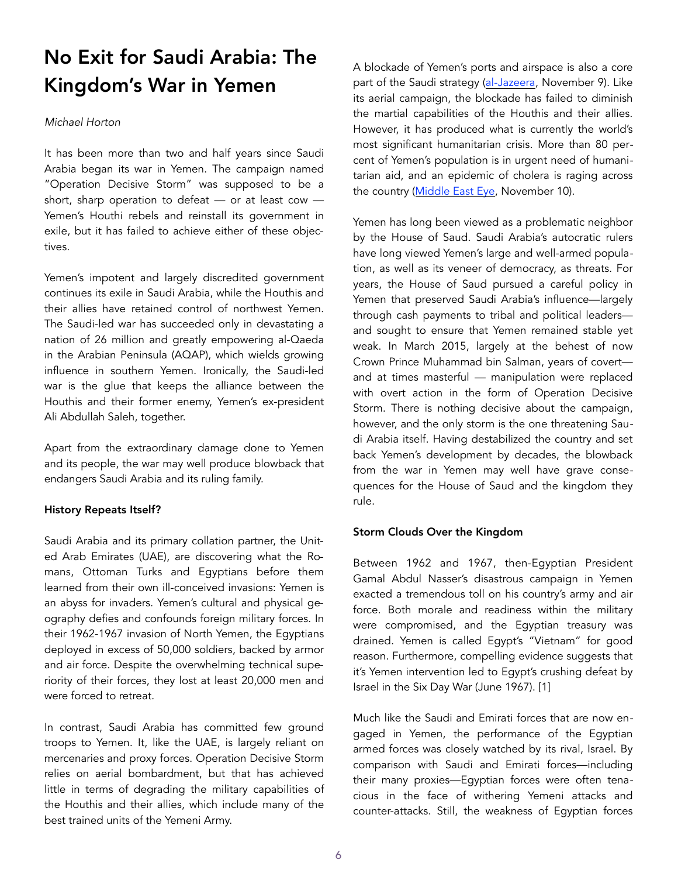# No Exit for Saudi Arabia: The Kingdom's War in Yemen

*Michael Horton*

It has been more than two and half years since Saudi Arabia began its war in Yemen. The campaign named "Operation Decisive Storm" was supposed to be a short, sharp operation to defeat — or at least cow — Yemen's Houthi rebels and reinstall its government in exile, but it has failed to achieve either of these objectives.

Yemen's impotent and largely discredited government continues its exile in Saudi Arabia, while the Houthis and their allies have retained control of northwest Yemen. The Saudi-led war has succeeded only in devastating a nation of 26 million and greatly empowering al-Qaeda in the Arabian Peninsula (AQAP), which wields growing influence in southern Yemen. Ironically, the Saudi-led war is the glue that keeps the alliance between the Houthis and their former enemy, Yemen's ex-president Ali Abdullah Saleh, together.

Apart from the extraordinary damage done to Yemen and its people, the war may well produce blowback that endangers Saudi Arabia and its ruling family.

**History Repeats Itself?**

Saudi Arabia and its primary collation partner, the United Arab Emirates (UAE), are discovering what the Romans, Ottoman Turks and Egyptians before them learned from their own ill-conceived invasions: Yemen is an abyss for invaders. Yemen's cultural and physical geography defies and confounds foreign military forces. In their 1962-1967 invasion of North Yemen, the Egyptians deployed in excess of 50,000 soldiers, backed by armor and air force. Despite the overwhelming technical superiority of their forces, they lost at least 20,000 men and were forced to retreat.

In contrast, Saudi Arabia has committed few ground troops to Yemen. It, like the UAE, is largely reliant on mercenaries and proxy forces. Operation Decisive Storm relies on aerial bombardment, but that has achieved little in terms of degrading the military capabilities of the Houthis and their allies, which include many of the best trained units of the Yemeni Army.

A blockade of Yemen's ports and airspace is also a core part of the Saudi strategy (al-Jazeera, November 9). Like its aerial campaign, the blockade has failed to diminish the martial capabilities of the Houthis and their allies. However, it has produced what is currently the world's most significant humanitarian crisis. More than 80 percent of Yemen's population is in urgent need of humanitarian aid, and an epidemic of cholera is raging across the country (Middle East Eye, November 10).

Yemen has long been viewed as a problematic neighbor by the House of Saud. Saudi Arabia's autocratic rulers have long viewed Yemen's large and well-armed population, as well as its veneer of democracy, as threats. For years, the House of Saud pursued a careful policy in Yemen that preserved Saudi Arabia's influence—largely through cash payments to tribal and political leaders—and sought to ensure that Yemen remained stable yet weak. In March 2015, largely at the behest of now Crown Prince Muhammad bin Salman, years of covert—and at times masterful — manipulation were replaced with overt action in the form of Operation Decisive Storm. There is nothing decisive about the campaign, however, and the only storm is the one threatening Saudi Arabia itself. Having destabilized the country and set back Yemen's development by decades, the blowback from the war in Yemen may well have grave consequences for the House of Saud and the kingdom they rule.

**Storm Clouds Over the Kingdom**

Between 1962 and 1967, then-Egyptian President Gamal Abdul Nasser's disastrous campaign in Yemen exacted a tremendous toll on his country's army and air force. Both morale and readiness within the military were compromised, and the Egyptian treasury was drained. Yemen is called Egypt's "Vietnam" for good reason. Furthermore, compelling evidence suggests that it's Yemen intervention led to Egypt's crushing defeat by Israel in the Six Day War (June 1967). [1]

Much like the Saudi and Emirati forces that are now engaged in Yemen, the performance of the Egyptian armed forces was closely watched by its rival, Israel. By comparison with Saudi and Emirati forces—including their many proxies—Egyptian forces were often tenacious in the face of withering Yemeni attacks and counter-attacks. Still, the weakness of Egyptian forces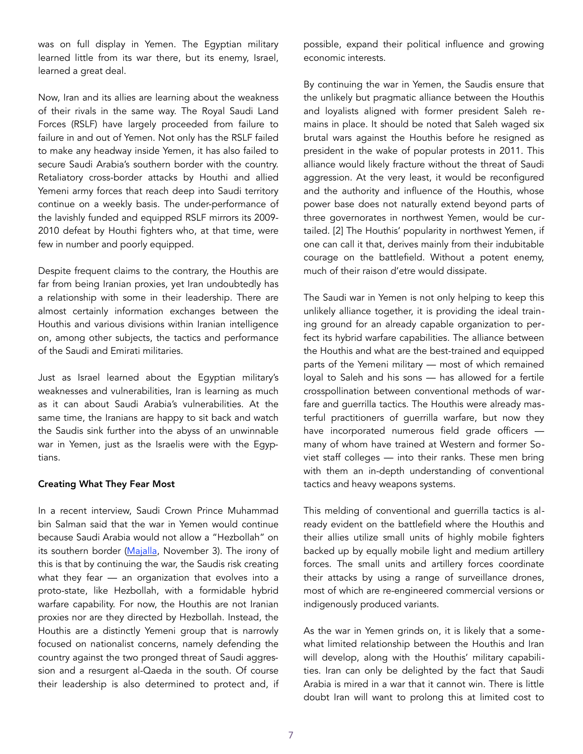was on full display in Yemen. The Egyptian military learned little from its war there, but its enemy, Israel, learned a great deal.

Now, Iran and its allies are learning about the weakness of their rivals in the same way. The Royal Saudi Land Forces (RSLF) have largely proceeded from failure to failure in and out of Yemen. Not only has the RSLF failed to make any headway inside Yemen, it has also failed to secure Saudi Arabia's southern border with the country. Retaliatory cross-border attacks by Houthi and allied Yemeni army forces that reach deep into Saudi territory continue on a weekly basis. The under-performance of the lavishly funded and equipped RSLF mirrors its 2009-2010 defeat by Houthi fighters who, at that time, were few in number and poorly equipped.

Despite frequent claims to the contrary, the Houthis are far from being Iranian proxies, yet Iran undoubtedly has a relationship with some in their leadership. There are almost certainly information exchanges between the Houthis and various divisions within Iranian intelligence on, among other subjects, the tactics and performance of the Saudi and Emirati militaries.

Just as Israel learned about the Egyptian military's weaknesses and vulnerabilities, Iran is learning as much as it can about Saudi Arabia's vulnerabilities. At the same time, the Iranians are happy to sit back and watch the Saudis sink further into the abyss of an unwinnable war in Yemen, just as the Israelis were with the Egyptians.

**Creating What They Fear Most**

In a recent interview, Saudi Crown Prince Muhammad bin Salman said that the war in Yemen would continue because Saudi Arabia would not allow a "Hezbollah" on its southern border ([Majalla](), November 3). The irony of this is that by continuing the war, the Saudis risk creating what they fear — an organization that evolves into a proto-state, like Hezbollah, with a formidable hybrid warfare capability. For now, the Houthis are not Iranian proxies nor are they directed by Hezbollah. Instead, the Houthis are a distinctly Yemeni group that is narrowly focused on nationalist concerns, namely defending the country against the two pronged threat of Saudi aggression and a resurgent al-Qaeda in the south. Of course their leadership is also determined to protect and, if possible, expand their political influence and growing economic interests.

By continuing the war in Yemen, the Saudis ensure that the unlikely but pragmatic alliance between the Houthis and loyalists aligned with former president Saleh remains in place. It should be noted that Saleh waged six brutal wars against the Houthis before he resigned as president in the wake of popular protests in 2011. This alliance would likely fracture without the threat of Saudi aggression. At the very least, it would be reconfigured and the authority and influence of the Houthis, whose power base does not naturally extend beyond parts of three governorates in northwest Yemen, would be curtailed. [2] The Houthis' popularity in northwest Yemen, if one can call it that, derives mainly from their indubitable courage on the battlefield. Without a potent enemy, much of their raison d'etre would dissipate.

The Saudi war in Yemen is not only helping to keep this unlikely alliance together, it is providing the ideal training ground for an already capable organization to perfect its hybrid warfare capabilities. The alliance between the Houthis and what are the best-trained and equipped parts of the Yemeni military — most of which remained loyal to Saleh and his sons — has allowed for a fertile crosspollination between conventional methods of warfare and guerrilla tactics. The Houthis were already masterful practitioners of guerrilla warfare, but now they have incorporated numerous field grade officers — many of whom have trained at Western and former Soviet staff colleges — into their ranks. These men bring with them an in-depth understanding of conventional tactics and heavy weapons systems.

This melding of conventional and guerrilla tactics is already evident on the battlefield where the Houthis and their allies utilize small units of highly mobile fighters backed up by equally mobile light and medium artillery forces. The small units and artillery forces coordinate their attacks by using a range of surveillance drones, most of which are re-engineered commercial versions or indigenously produced variants.

As the war in Yemen grinds on, it is likely that a somewhat limited relationship between the Houthis and Iran will develop, along with the Houthis' military capabilities. Iran can only be delighted by the fact that Saudi Arabia is mired in a war that it cannot win. There is little doubt Iran will want to prolong this at limited cost to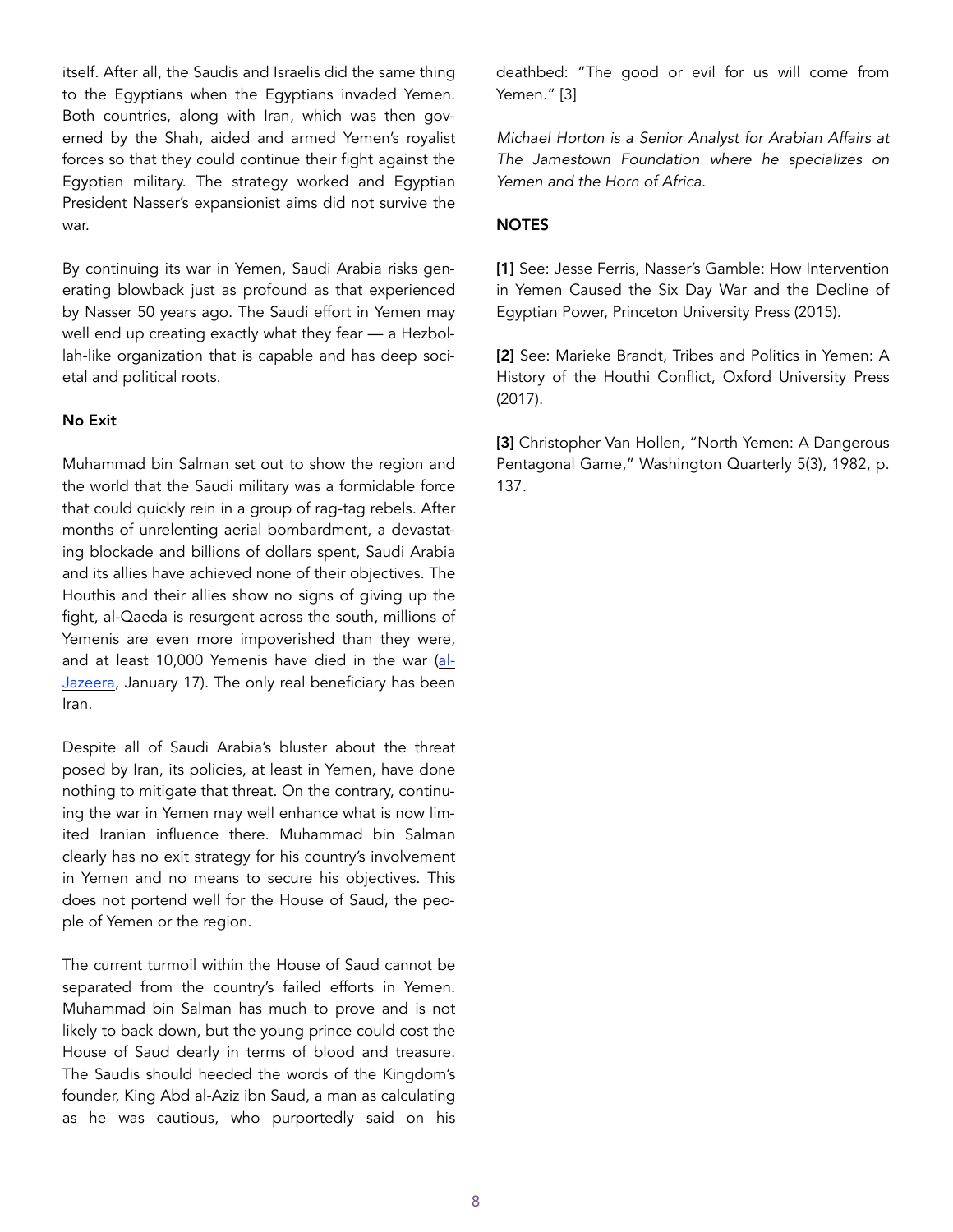itself. After all, the Saudis and Israelis did the same thing to the Egyptians when the Egyptians invaded Yemen. Both countries, along with Iran, which was then governed by the Shah, aided and armed Yemen's royalist forces so that they could continue their fight against the Egyptian military. The strategy worked and Egyptian President Nasser's expansionist aims did not survive the war.

By continuing its war in Yemen, Saudi Arabia risks generating blowback just as profound as that experienced by Nasser 50 years ago. The Saudi effort in Yemen may well end up creating exactly what they fear — a Hezbollah-like organization that is capable and has deep societal and political roots.

**No Exit**

Muhammad bin Salman set out to show the region and the world that the Saudi military was a formidable force that could quickly rein in a group of rag-tag rebels. After months of unrelenting aerial bombardment, a devastating blockade and billions of dollars spent, Saudi Arabia and its allies have achieved none of their objectives. The Houthis and their allies show no signs of giving up the fight, al-Qaeda is resurgent across the south, millions of Yemenis are even more impoverished than they were, and at least 10,000 Yemenis have died in the war (al-Jazeera, January 17). The only real beneficiary has been Iran.

Despite all of Saudi Arabia's bluster about the threat posed by Iran, its policies, at least in Yemen, have done nothing to mitigate that threat. On the contrary, continuing the war in Yemen may well enhance what is now limited Iranian influence there. Muhammad bin Salman clearly has no exit strategy for his country's involvement in Yemen and no means to secure his objectives. This does not portend well for the House of Saud, the people of Yemen or the region.

The current turmoil within the House of Saud cannot be separated from the country's failed efforts in Yemen. Muhammad bin Salman has much to prove and is not likely to back down, but the young prince could cost the House of Saud dearly in terms of blood and treasure. The Saudis should heeded the words of the Kingdom's founder, King Abd al-Aziz ibn Saud, a man as calculating as he was cautious, who purportedly said on his deathbed: "The good or evil for us will come from Yemen." [3]

*Michael Horton is a Senior Analyst for Arabian Affairs at The Jamestown Foundation where he specializes on Yemen and the Horn of Africa.*

**NOTES**

**[1]** See: Jesse Ferris, Nasser's Gamble: How Intervention in Yemen Caused the Six Day War and the Decline of Egyptian Power, Princeton University Press (2015).

**[2]** See: Marieke Brandt, Tribes and Politics in Yemen: A History of the Houthi Conflict, Oxford University Press (2017).

**[3]** Christopher Van Hollen, "North Yemen: A Dangerous Pentagonal Game," Washington Quarterly 5(3), 1982, p. 137.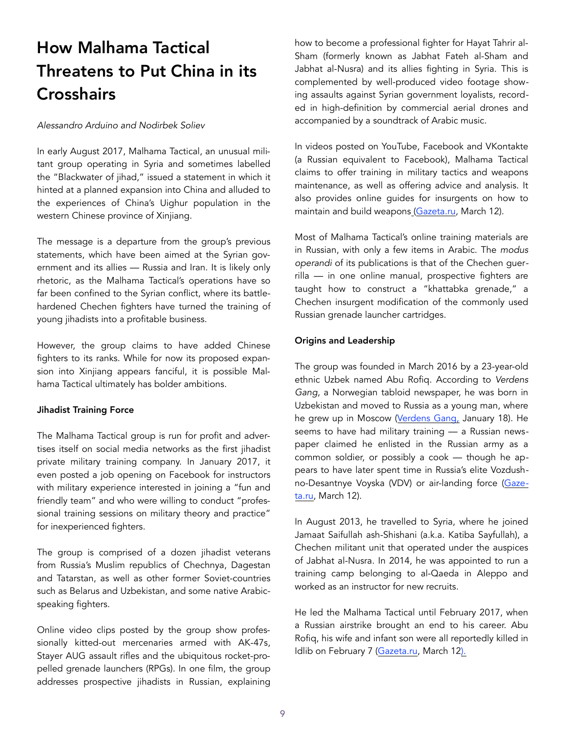# How Malhama Tactical Threatens to Put China in its Crosshairs

*Alessandro Arduino and Nodirbek Soliev*

In early August 2017, Malhama Tactical, an unusual militant group operating in Syria and sometimes labelled the "Blackwater of jihad," issued a statement in which it hinted at a planned expansion into China and alluded to the experiences of China's Uighur population in the western Chinese province of Xinjiang.

The message is a departure from the group's previous statements, which have been aimed at the Syrian government and its allies — Russia and Iran. It is likely only rhetoric, as the Malhama Tactical's operations have so far been confined to the Syrian conflict, where its battle-hardened Chechen fighters have turned the training of young jihadists into a profitable business.

However, the group claims to have added Chinese fighters to its ranks. While for now its proposed expansion into Xinjiang appears fanciful, it is possible Malhama Tactical ultimately has bolder ambitions.

**Jihadist Training Force**

The Malhama Tactical group is run for profit and advertises itself on social media networks as the first jihadist private military training company. In January 2017, it even posted a job opening on Facebook for instructors with military experience interested in joining a "fun and friendly team" and who were willing to conduct "professional training sessions on military theory and practice" for inexperienced fighters.

The group is comprised of a dozen jihadist veterans from Russia's Muslim republics of Chechnya, Dagestan and Tatarstan, as well as other former Soviet-countries such as Belarus and Uzbekistan, and some native Arabic-speaking fighters.

Online video clips posted by the group show professionally kitted-out mercenaries armed with AK-47s, Stayer AUG assault rifles and the ubiquitous rocket-propelled grenade launchers (RPGs). In one film, the group addresses prospective jihadists in Russian, explaining how to become a professional fighter for Hayat Tahrir al-Sham (formerly known as Jabhat Fateh al-Sham and Jabhat al-Nusra) and its allies fighting in Syria. This is complemented by well-produced video footage showing assaults against Syrian government loyalists, recorded in high-definition by commercial aerial drones and accompanied by a soundtrack of Arabic music.

In videos posted on YouTube, Facebook and VKontakte (a Russian equivalent to Facebook), Malhama Tactical claims to offer training in military tactics and weapons maintenance, as well as offering advice and analysis. It also provides online guides for insurgents on how to maintain and build weapons (Gazeta.ru, March 12).

Most of Malhama Tactical's online training materials are in Russian, with only a few items in Arabic. The *modus operandi* of its publications is that of the Chechen guerrilla — in one online manual, prospective fighters are taught how to construct a "khattabka grenade," a Chechen insurgent modification of the commonly used Russian grenade launcher cartridges.

**Origins and Leadership**

The group was founded in March 2016 by a 23-year-old ethnic Uzbek named Abu Rofiq. According to *Verdens Gang*, a Norwegian tabloid newspaper, he was born in Uzbekistan and moved to Russia as a young man, where he grew up in Moscow (Verdens Gang, January 18). He seems to have had military training — a Russian newspaper claimed he enlisted in the Russian army as a common soldier, or possibly a cook — though he appears to have later spent time in Russia's elite Vozdushno-Desantnye Voyska (VDV) or air-landing force (Gazeta.ru, March 12).

In August 2013, he travelled to Syria, where he joined Jamaat Saifullah ash-Shishani (a.k.a. Katiba Sayfullah), a Chechen militant unit that operated under the auspices of Jabhat al-Nusra. In 2014, he was appointed to run a training camp belonging to al-Qaeda in Aleppo and worked as an instructor for new recruits.

He led the Malhama Tactical until February 2017, when a Russian airstrike brought an end to his career. Abu Rofiq, his wife and infant son were all reportedly killed in Idlib on February 7 (Gazeta.ru, March 12).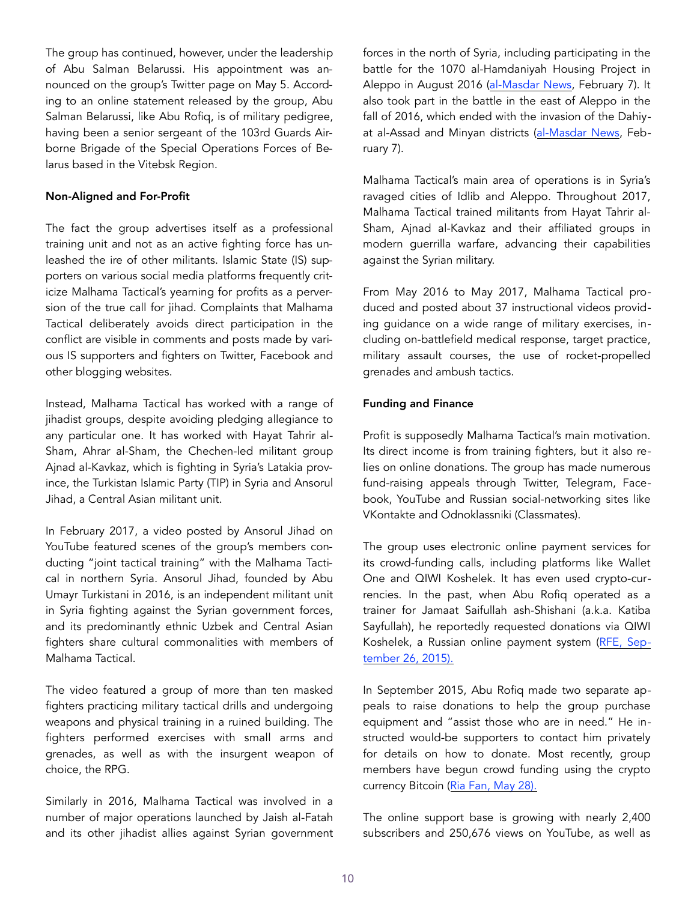The group has continued, however, under the leadership of Abu Salman Belarussi. His appointment was announced on the group's Twitter page on May 5. According to an online statement released by the group, Abu Salman Belarussi, like Abu Rofiq, is of military pedigree, having been a senior sergeant of the 103rd Guards Airborne Brigade of the Special Operations Forces of Belarus based in the Vitebsk Region.

**Non-Aligned and For-Profit**

The fact the group advertises itself as a professional training unit and not as an active fighting force has unleashed the ire of other militants. Islamic State (IS) supporters on various social media platforms frequently criticize Malhama Tactical's yearning for profits as a perversion of the true call for jihad. Complaints that Malhama Tactical deliberately avoids direct participation in the conflict are visible in comments and posts made by various IS supporters and fighters on Twitter, Facebook and other blogging websites.

Instead, Malhama Tactical has worked with a range of jihadist groups, despite avoiding pledging allegiance to any particular one. It has worked with Hayat Tahrir al-Sham, Ahrar al-Sham, the Chechen-led militant group Ajnad al-Kavkaz, which is fighting in Syria's Latakia province, the Turkistan Islamic Party (TIP) in Syria and Ansorul Jihad, a Central Asian militant unit.

In February 2017, a video posted by Ansorul Jihad on YouTube featured scenes of the group's members conducting "joint tactical training" with the Malhama Tactical in northern Syria. Ansorul Jihad, founded by Abu Umayr Turkistani in 2016, is an independent militant unit in Syria fighting against the Syrian government forces, and its predominantly ethnic Uzbek and Central Asian fighters share cultural commonalities with members of Malhama Tactical.

The video featured a group of more than ten masked fighters practicing military tactical drills and undergoing weapons and physical training in a ruined building. The fighters performed exercises with small arms and grenades, as well as with the insurgent weapon of choice, the RPG.

Similarly in 2016, Malhama Tactical was involved in a number of major operations launched by Jaish al-Fatah and its other jihadist allies against Syrian government forces in the north of Syria, including participating in the battle for the 1070 al-Hamdaniyah Housing Project in Aleppo in August 2016 (al-Masdar News, February 7). It also took part in the battle in the east of Aleppo in the fall of 2016, which ended with the invasion of the Dahiyat al-Assad and Minyan districts (al-Masdar News, February 7).

Malhama Tactical's main area of operations is in Syria's ravaged cities of Idlib and Aleppo. Throughout 2017, Malhama Tactical trained militants from Hayat Tahrir al-Sham, Ajnad al-Kavkaz and their affiliated groups in modern guerrilla warfare, advancing their capabilities against the Syrian military.

From May 2016 to May 2017, Malhama Tactical produced and posted about 37 instructional videos providing guidance on a wide range of military exercises, including on-battlefield medical response, target practice, military assault courses, the use of rocket-propelled grenades and ambush tactics.

**Funding and Finance**

Profit is supposedly Malhama Tactical's main motivation. Its direct income is from training fighters, but it also relies on online donations. The group has made numerous fund-raising appeals through Twitter, Telegram, Facebook, YouTube and Russian social-networking sites like VKontakte and Odnoklassniki (Classmates).

The group uses electronic online payment services for its crowd-funding calls, including platforms like Wallet One and QIWI Koshelek. It has even used crypto-currencies. In the past, when Abu Rofiq operated as a trainer for Jamaat Saifullah ash-Shishani (a.k.a. Katiba Sayfullah), he reportedly requested donations via QIWI Koshelek, a Russian online payment system (RFE, September 26, 2015).

In September 2015, Abu Rofiq made two separate appeals to raise donations to help the group purchase equipment and "assist those who are in need." He instructed would-be supporters to contact him privately for details on how to donate. Most recently, group members have begun crowd funding using the crypto currency Bitcoin (Ria Fan, May 28).

The online support base is growing with nearly 2,400 subscribers and 250,676 views on YouTube, as well as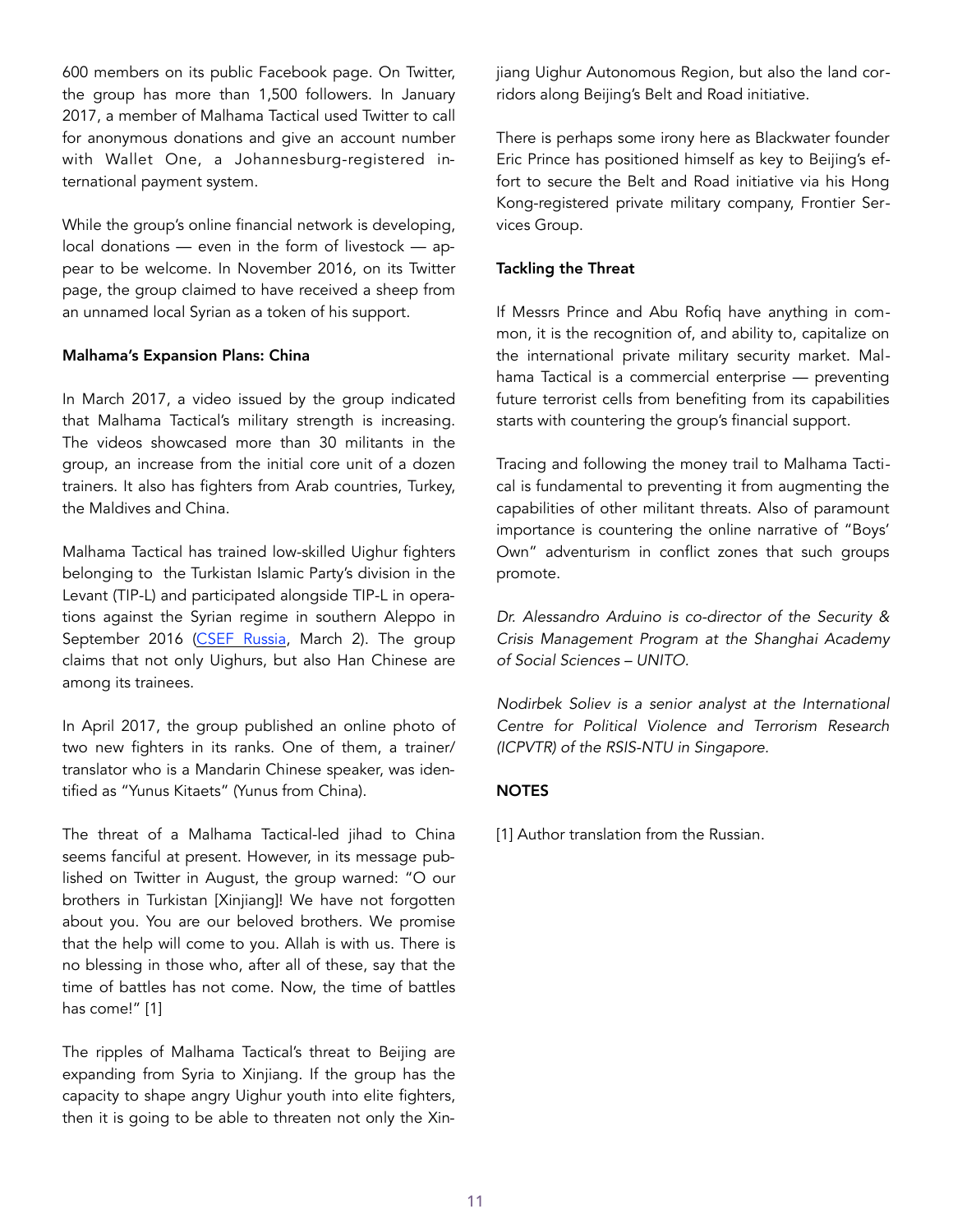600 members on its public Facebook page. On Twitter, the group has more than 1,500 followers. In January 2017, a member of Malhama Tactical used Twitter to call for anonymous donations and give an account number with Wallet One, a Johannesburg-registered international payment system.

While the group's online financial network is developing, local donations — even in the form of livestock — appear to be welcome. In November 2016, on its Twitter page, the group claimed to have received a sheep from an unnamed local Syrian as a token of his support.

### Malhama's Expansion Plans: China

In March 2017, a video issued by the group indicated that Malhama Tactical's military strength is increasing. The videos showcased more than 30 militants in the group, an increase from the initial core unit of a dozen trainers. It also has fighters from Arab countries, Turkey, the Maldives and China.

Malhama Tactical has trained low-skilled Uighur fighters belonging to the Turkistan Islamic Party's division in the Levant (TIP-L) and participated alongside TIP-L in operations against the Syrian regime in southern Aleppo in September 2016 (CSEF Russia, March 2). The group claims that not only Uighurs, but also Han Chinese are among its trainees.

In April 2017, the group published an online photo of two new fighters in its ranks. One of them, a trainer/translator who is a Mandarin Chinese speaker, was identified as "Yunus Kitaets" (Yunus from China).

The threat of a Malhama Tactical-led jihad to China seems fanciful at present. However, in its message published on Twitter in August, the group warned: "O our brothers in Turkistan [Xinjiang]! We have not forgotten about you. You are our beloved brothers. We promise that the help will come to you. Allah is with us. There is no blessing in those who, after all of these, say that the time of battles has not come. Now, the time of battles has come!" [1]

The ripples of Malhama Tactical's threat to Beijing are expanding from Syria to Xinjiang. If the group has the capacity to shape angry Uighur youth into elite fighters, then it is going to be able to threaten not only the Xinjiang Uighur Autonomous Region, but also the land corridors along Beijing's Belt and Road initiative.

There is perhaps some irony here as Blackwater founder Eric Prince has positioned himself as key to Beijing's effort to secure the Belt and Road initiative via his Hong Kong-registered private military company, Frontier Services Group.

### Tackling the Threat

If Messrs Prince and Abu Rofiq have anything in common, it is the recognition of, and ability to, capitalize on the international private military security market. Malhama Tactical is a commercial enterprise — preventing future terrorist cells from benefiting from its capabilities starts with countering the group's financial support.

Tracing and following the money trail to Malhama Tactical is fundamental to preventing it from augmenting the capabilities of other militant threats. Also of paramount importance is countering the online narrative of "Boys' Own" adventurism in conflict zones that such groups promote.

*Dr. Alessandro Arduino is co-director of the Security & Crisis Management Program at the Shanghai Academy of Social Sciences – UNITO.*

*Nodirbek Soliev is a senior analyst at the International Centre for Political Violence and Terrorism Research (ICPVTR) of the RSIS-NTU in Singapore.*

### NOTES

[1] Author translation from the Russian.